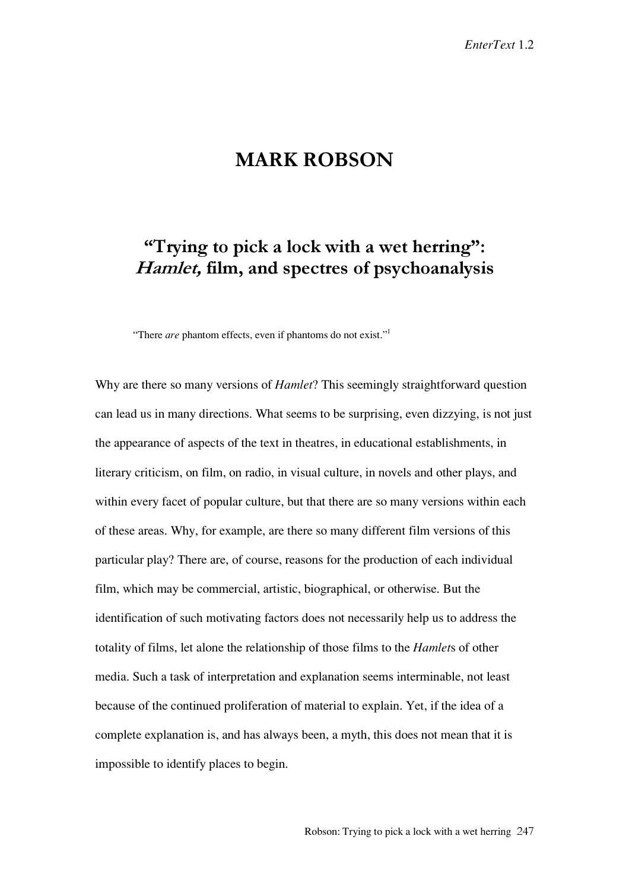# MARK ROBSON

## "Trying to pick a lock with a wet herring": *Hamlet,* film, and spectres of psychoanalysis

"There *are* phantom effects, even if phantoms do not exist."[1]

Why are there so many versions of *Hamlet*? This seemingly straightforward question can lead us in many directions. What seems to be surprising, even dizzying, is not just the appearance of aspects of the text in theatres, in educational establishments, in literary criticism, on film, on radio, in visual culture, in novels and other plays, and within every facet of popular culture, but that there are so many versions within each of these areas. Why, for example, are there so many different film versions of this particular play? There are, of course, reasons for the production of each individual film, which may be commercial, artistic, biographical, or otherwise. But the identification of such motivating factors does not necessarily help us to address the totality of films, let alone the relationship of those films to the *Hamlet*s of other media. Such a task of interpretation and explanation seems interminable, not least because of the continued proliferation of material to explain. Yet, if the idea of a complete explanation is, and has always been, a myth, this does not mean that it is impossible to identify places to begin.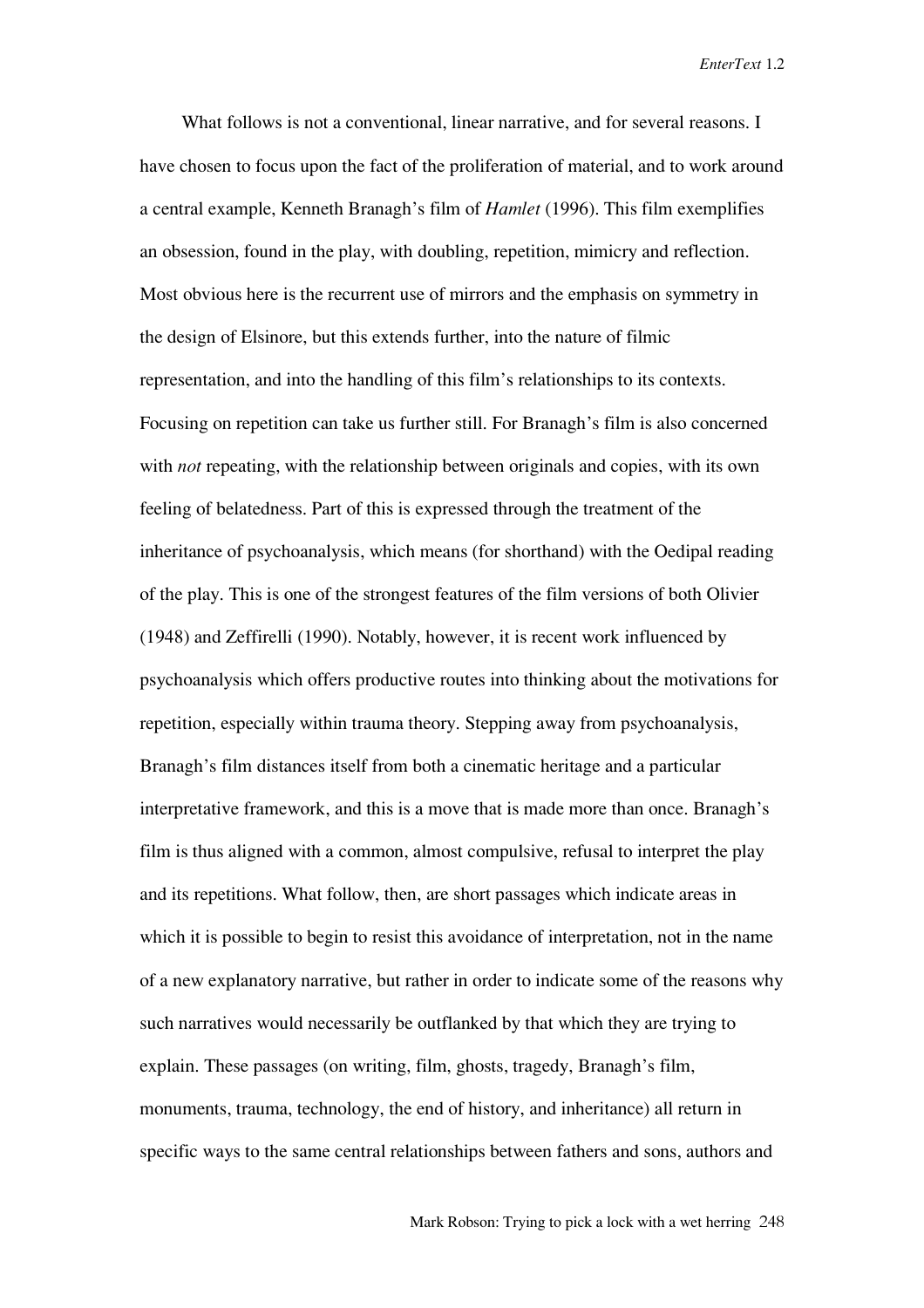What follows is not a conventional, linear narrative, and for several reasons. I have chosen to focus upon the fact of the proliferation of material, and to work around a central example, Kenneth Branagh's film of *Hamlet* (1996). This film exemplifies an obsession, found in the play, with doubling, repetition, mimicry and reflection. Most obvious here is the recurrent use of mirrors and the emphasis on symmetry in the design of Elsinore, but this extends further, into the nature of filmic representation, and into the handling of this film's relationships to its contexts. Focusing on repetition can take us further still. For Branagh's film is also concerned with *not* repeating, with the relationship between originals and copies, with its own feeling of belatedness. Part of this is expressed through the treatment of the inheritance of psychoanalysis, which means (for shorthand) with the Oedipal reading of the play. This is one of the strongest features of the film versions of both Olivier (1948) and Zeffirelli (1990). Notably, however, it is recent work influenced by psychoanalysis which offers productive routes into thinking about the motivations for repetition, especially within trauma theory. Stepping away from psychoanalysis, Branagh's film distances itself from both a cinematic heritage and a particular interpretative framework, and this is a move that is made more than once. Branagh's film is thus aligned with a common, almost compulsive, refusal to interpret the play and its repetitions. What follow, then, are short passages which indicate areas in which it is possible to begin to resist this avoidance of interpretation, not in the name of a new explanatory narrative, but rather in order to indicate some of the reasons why such narratives would necessarily be outflanked by that which they are trying to explain. These passages (on writing, film, ghosts, tragedy, Branagh's film, monuments, trauma, technology, the end of history, and inheritance) all return in specific ways to the same central relationships between fathers and sons, authors and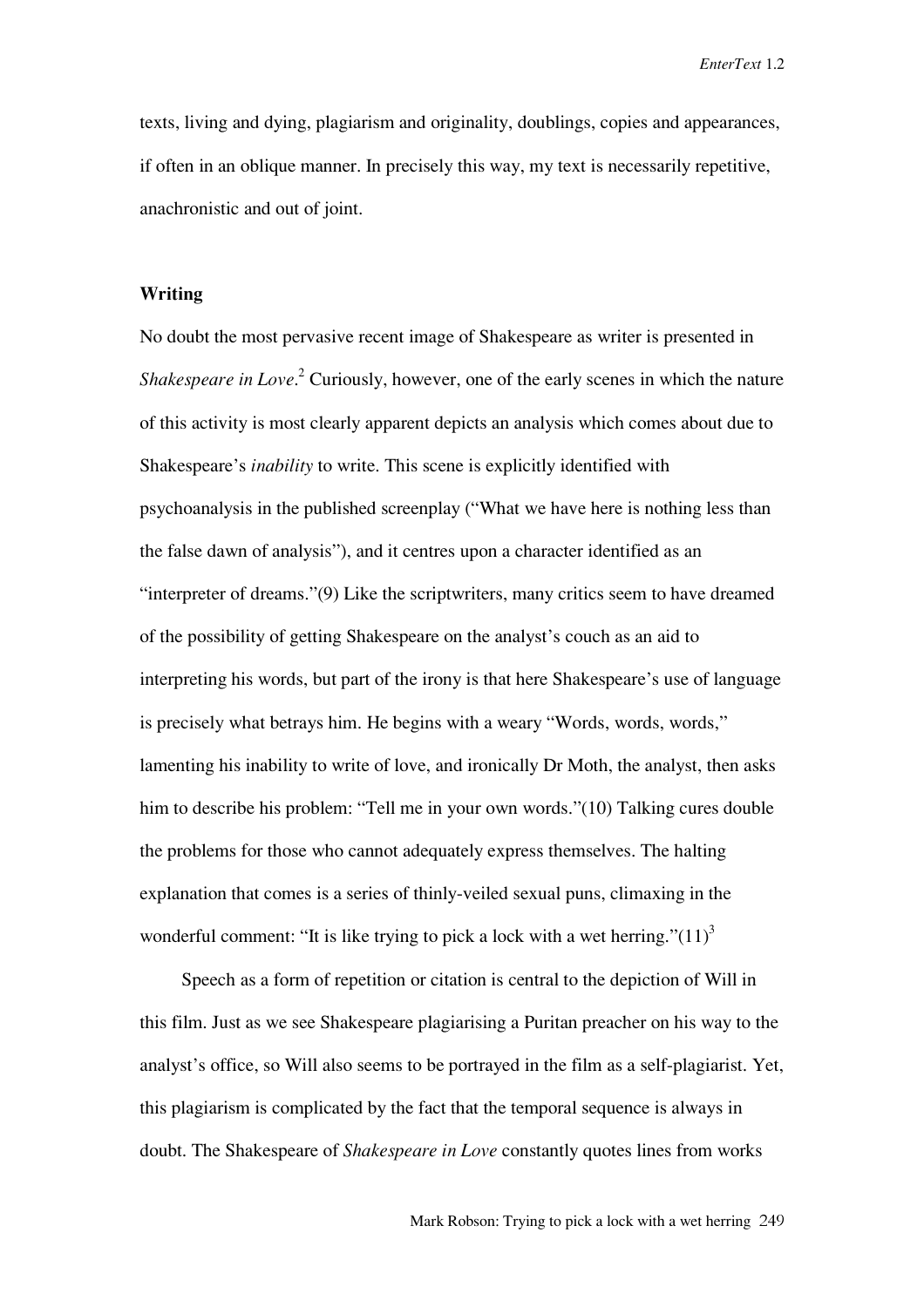texts, living and dying, plagiarism and originality, doublings, copies and appearances, if often in an oblique manner. In precisely this way, my text is necessarily repetitive, anachronistic and out of joint.

## Writing

No doubt the most pervasive recent image of Shakespeare as writer is presented in *Shakespeare in Love*.[2] Curiously, however, one of the early scenes in which the nature of this activity is most clearly apparent depicts an analysis which comes about due to Shakespeare's *inability* to write. This scene is explicitly identified with psychoanalysis in the published screenplay ("What we have here is nothing less than the false dawn of analysis"), and it centres upon a character identified as an "interpreter of dreams."(9) Like the scriptwriters, many critics seem to have dreamed of the possibility of getting Shakespeare on the analyst's couch as an aid to interpreting his words, but part of the irony is that here Shakespeare's use of language is precisely what betrays him. He begins with a weary "Words, words, words," lamenting his inability to write of love, and ironically Dr Moth, the analyst, then asks him to describe his problem: "Tell me in your own words."(10) Talking cures double the problems for those who cannot adequately express themselves. The halting explanation that comes is a series of thinly-veiled sexual puns, climaxing in the wonderful comment: "It is like trying to pick a lock with a wet herring."(11)[3]

Speech as a form of repetition or citation is central to the depiction of Will in this film. Just as we see Shakespeare plagiarising a Puritan preacher on his way to the analyst's office, so Will also seems to be portrayed in the film as a self-plagiarist. Yet, this plagiarism is complicated by the fact that the temporal sequence is always in doubt. The Shakespeare of *Shakespeare in Love* constantly quotes lines from works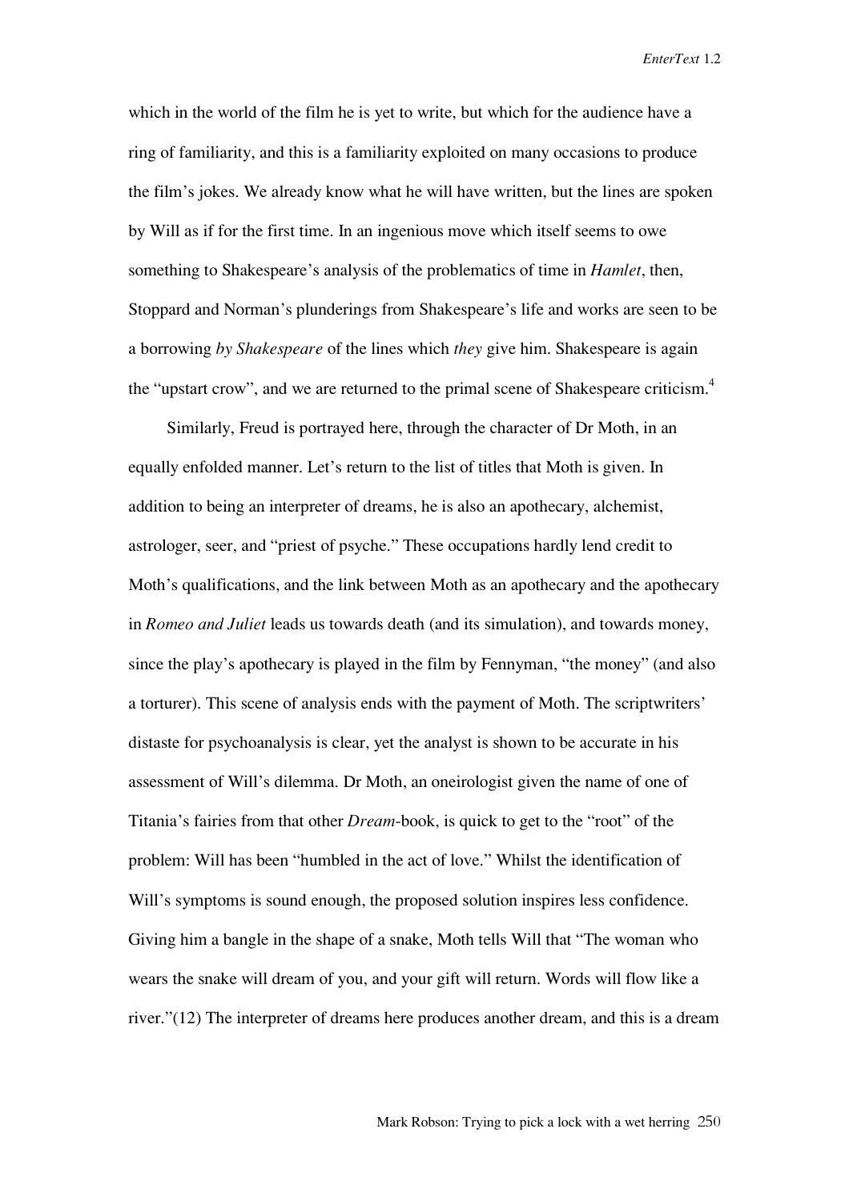which in the world of the film he is yet to write, but which for the audience have a ring of familiarity, and this is a familiarity exploited on many occasions to produce the film's jokes. We already know what he will have written, but the lines are spoken by Will as if for the first time. In an ingenious move which itself seems to owe something to Shakespeare's analysis of the problematics of time in *Hamlet*, then, Stoppard and Norman's plunderings from Shakespeare's life and works are seen to be a borrowing *by Shakespeare* of the lines which *they* give him. Shakespeare is again the "upstart crow", and we are returned to the primal scene of Shakespeare criticism.[4]

Similarly, Freud is portrayed here, through the character of Dr Moth, in an equally enfolded manner. Let's return to the list of titles that Moth is given. In addition to being an interpreter of dreams, he is also an apothecary, alchemist, astrologer, seer, and "priest of psyche." These occupations hardly lend credit to Moth's qualifications, and the link between Moth as an apothecary and the apothecary in *Romeo and Juliet* leads us towards death (and its simulation), and towards money, since the play's apothecary is played in the film by Fennyman, "the money" (and also a torturer). This scene of analysis ends with the payment of Moth. The scriptwriters' distaste for psychoanalysis is clear, yet the analyst is shown to be accurate in his assessment of Will's dilemma. Dr Moth, an oneirologist given the name of one of Titania's fairies from that other *Dream*-book, is quick to get to the "root" of the problem: Will has been "humbled in the act of love." Whilst the identification of Will's symptoms is sound enough, the proposed solution inspires less confidence. Giving him a bangle in the shape of a snake, Moth tells Will that "The woman who wears the snake will dream of you, and your gift will return. Words will flow like a river."(12) The interpreter of dreams here produces another dream, and this is a dream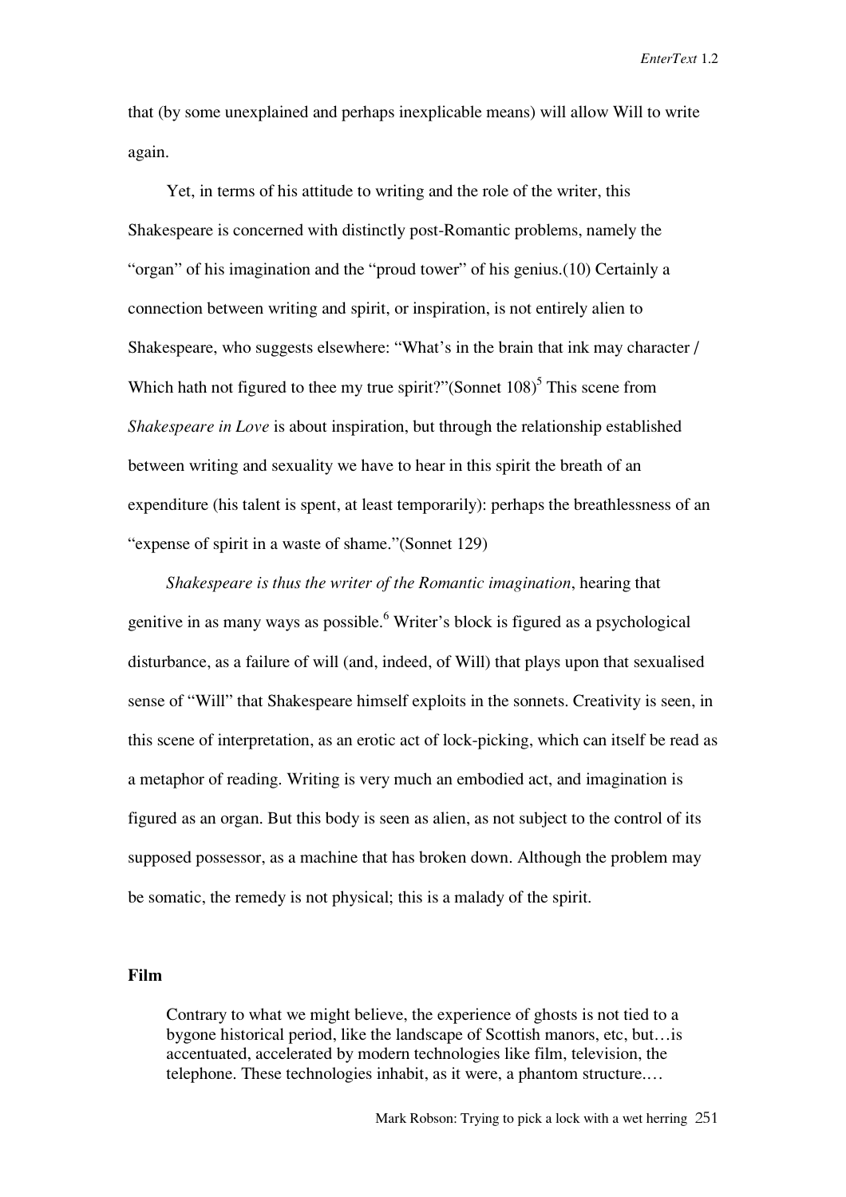that (by some unexplained and perhaps inexplicable means) will allow Will to write again.

Yet, in terms of his attitude to writing and the role of the writer, this Shakespeare is concerned with distinctly post-Romantic problems, namely the "organ" of his imagination and the "proud tower" of his genius.(10) Certainly a connection between writing and spirit, or inspiration, is not entirely alien to Shakespeare, who suggests elsewhere: "What's in the brain that ink may character / Which hath not figured to thee my true spirit?"(Sonnet 108)[5] This scene from *Shakespeare in Love* is about inspiration, but through the relationship established between writing and sexuality we have to hear in this spirit the breath of an expenditure (his talent is spent, at least temporarily): perhaps the breathlessness of an "expense of spirit in a waste of shame."(Sonnet 129)

*Shakespeare is thus the writer of the Romantic imagination*, hearing that genitive in as many ways as possible.[6] Writer's block is figured as a psychological disturbance, as a failure of will (and, indeed, of Will) that plays upon that sexualised sense of "Will" that Shakespeare himself exploits in the sonnets. Creativity is seen, in this scene of interpretation, as an erotic act of lock-picking, which can itself be read as a metaphor of reading. Writing is very much an embodied act, and imagination is figured as an organ. But this body is seen as alien, as not subject to the control of its supposed possessor, as a machine that has broken down. Although the problem may be somatic, the remedy is not physical; this is a malady of the spirit.

## Film

> Contrary to what we might believe, the experience of ghosts is not tied to a bygone historical period, like the landscape of Scottish manors, etc, but…is accentuated, accelerated by modern technologies like film, television, the telephone. These technologies inhabit, as it were, a phantom structure.…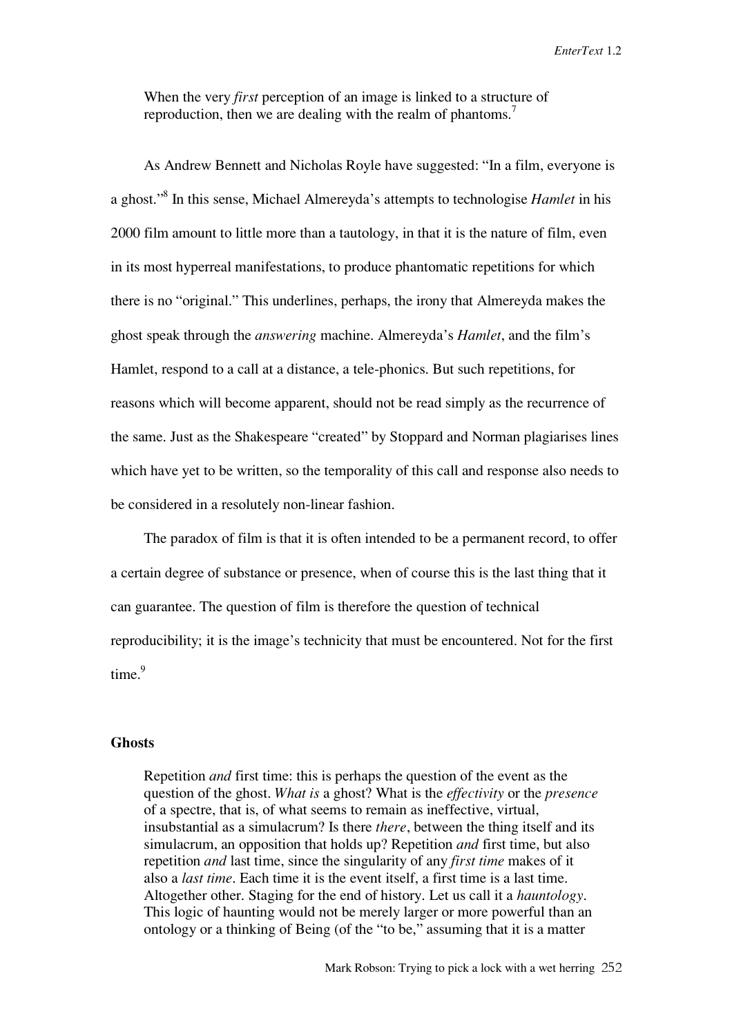> When the very *first* perception of an image is linked to a structure of reproduction, then we are dealing with the realm of phantoms.[7]

As Andrew Bennett and Nicholas Royle have suggested: "In a film, everyone is a ghost."[8] In this sense, Michael Almereyda's attempts to technologise *Hamlet* in his 2000 film amount to little more than a tautology, in that it is the nature of film, even in its most hyperreal manifestations, to produce phantomatic repetitions for which there is no "original." This underlines, perhaps, the irony that Almereyda makes the ghost speak through the *answering* machine. Almereyda's *Hamlet*, and the film's Hamlet, respond to a call at a distance, a tele-phonics. But such repetitions, for reasons which will become apparent, should not be read simply as the recurrence of the same. Just as the Shakespeare "created" by Stoppard and Norman plagiarises lines which have yet to be written, so the temporality of this call and response also needs to be considered in a resolutely non-linear fashion.

The paradox of film is that it is often intended to be a permanent record, to offer a certain degree of substance or presence, when of course this is the last thing that it can guarantee. The question of film is therefore the question of technical reproducibility; it is the image's technicity that must be encountered. Not for the first time.[9]

## Ghosts

> Repetition *and* first time: this is perhaps the question of the event as the question of the ghost. *What is* a ghost? What is the *effectivity* or the *presence* of a spectre, that is, of what seems to remain as ineffective, virtual, insubstantial as a simulacrum? Is there *there*, between the thing itself and its simulacrum, an opposition that holds up? Repetition *and* first time, but also repetition *and* last time, since the singularity of any *first time* makes of it also a *last time*. Each time it is the event itself, a first time is a last time. Altogether other. Staging for the end of history. Let us call it a *hauntology*. This logic of haunting would not be merely larger or more powerful than an ontology or a thinking of Being (of the "to be," assuming that it is a matter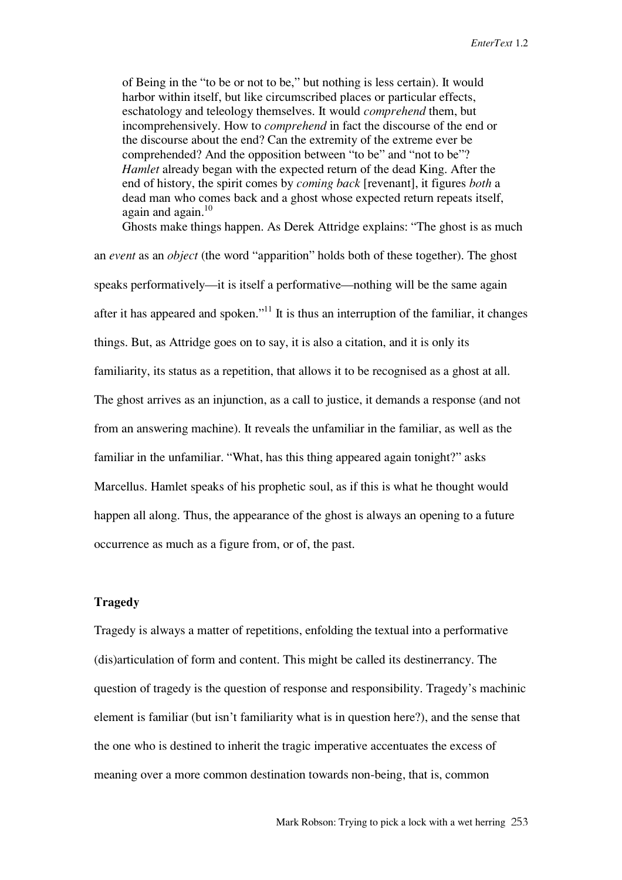> of Being in the "to be or not to be," but nothing is less certain). It would harbor within itself, but like circumscribed places or particular effects, eschatology and teleology themselves. It would *comprehend* them, but incomprehensively. How to *comprehend* in fact the discourse of the end or the discourse about the end? Can the extremity of the extreme ever be comprehended? And the opposition between "to be" and "not to be"? *Hamlet* already began with the expected return of the dead King. After the end of history, the spirit comes by *coming back* [revenant], it figures *both* a dead man who comes back and a ghost whose expected return repeats itself, again and again.[10]

Ghosts make things happen. As Derek Attridge explains: "The ghost is as much an *event* as an *object* (the word "apparition" holds both of these together). The ghost speaks performatively—it is itself a performative—nothing will be the same again after it has appeared and spoken."[11] It is thus an interruption of the familiar, it changes things. But, as Attridge goes on to say, it is also a citation, and it is only its familiarity, its status as a repetition, that allows it to be recognised as a ghost at all. The ghost arrives as an injunction, as a call to justice, it demands a response (and not from an answering machine). It reveals the unfamiliar in the familiar, as well as the familiar in the unfamiliar. "What, has this thing appeared again tonight?" asks Marcellus. Hamlet speaks of his prophetic soul, as if this is what he thought would happen all along. Thus, the appearance of the ghost is always an opening to a future occurrence as much as a figure from, or of, the past.

**Tragedy**

Tragedy is always a matter of repetitions, enfolding the textual into a performative (dis)articulation of form and content. This might be called its destinerrancy. The question of tragedy is the question of response and responsibility. Tragedy's machinic element is familiar (but isn't familiarity what is in question here?), and the sense that the one who is destined to inherit the tragic imperative accentuates the excess of meaning over a more common destination towards non-being, that is, common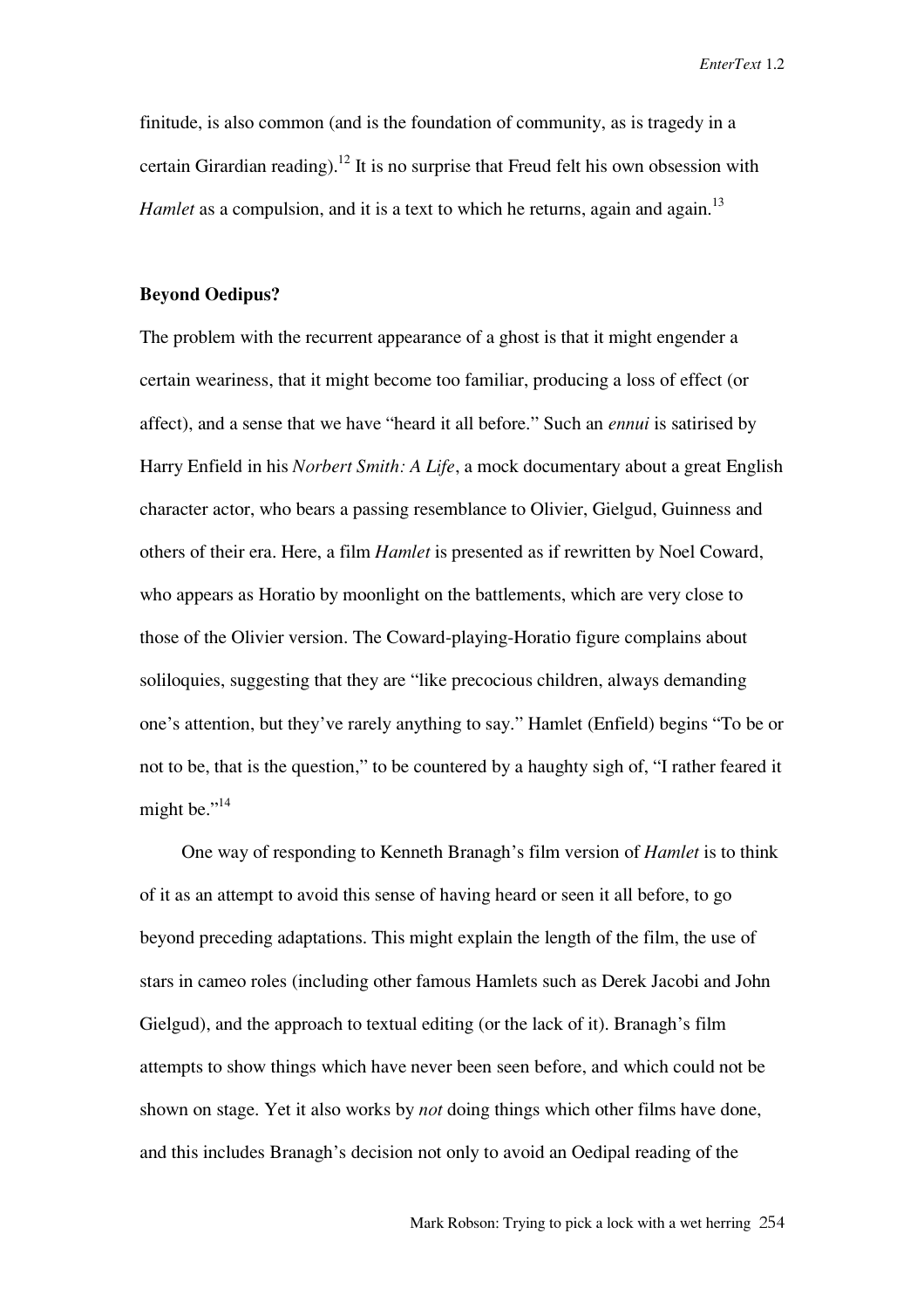finitude, is also common (and is the foundation of community, as is tragedy in a certain Girardian reading).[12] It is no surprise that Freud felt his own obsession with *Hamlet* as a compulsion, and it is a text to which he returns, again and again.[13]

**Beyond Oedipus?**

The problem with the recurrent appearance of a ghost is that it might engender a certain weariness, that it might become too familiar, producing a loss of effect (or affect), and a sense that we have "heard it all before." Such an *ennui* is satirised by Harry Enfield in his *Norbert Smith: A Life*, a mock documentary about a great English character actor, who bears a passing resemblance to Olivier, Gielgud, Guinness and others of their era. Here, a film *Hamlet* is presented as if rewritten by Noel Coward, who appears as Horatio by moonlight on the battlements, which are very close to those of the Olivier version. The Coward-playing-Horatio figure complains about soliloquies, suggesting that they are "like precocious children, always demanding one's attention, but they've rarely anything to say." Hamlet (Enfield) begins "To be or not to be, that is the question," to be countered by a haughty sigh of, "I rather feared it might be."[14]

One way of responding to Kenneth Branagh's film version of *Hamlet* is to think of it as an attempt to avoid this sense of having heard or seen it all before, to go beyond preceding adaptations. This might explain the length of the film, the use of stars in cameo roles (including other famous Hamlets such as Derek Jacobi and John Gielgud), and the approach to textual editing (or the lack of it). Branagh's film attempts to show things which have never been seen before, and which could not be shown on stage. Yet it also works by *not* doing things which other films have done, and this includes Branagh's decision not only to avoid an Oedipal reading of the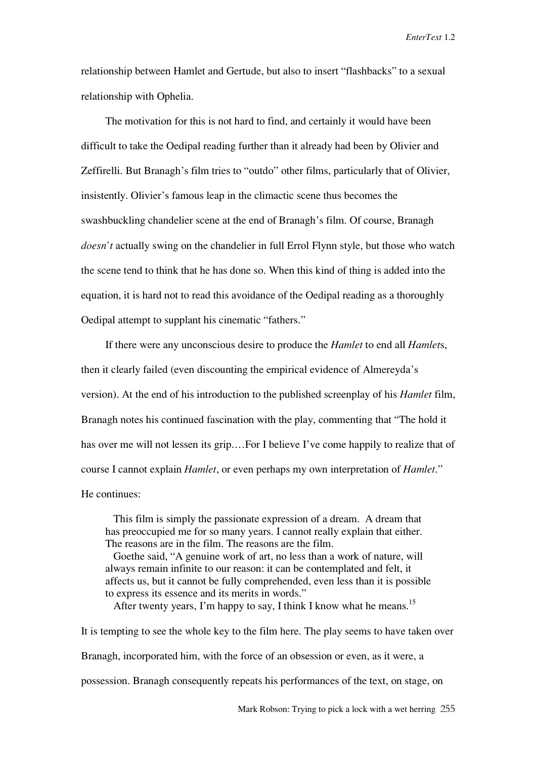relationship between Hamlet and Gertude, but also to insert "flashbacks" to a sexual relationship with Ophelia.

The motivation for this is not hard to find, and certainly it would have been difficult to take the Oedipal reading further than it already had been by Olivier and Zeffirelli. But Branagh's film tries to "outdo" other films, particularly that of Olivier, insistently. Olivier's famous leap in the climactic scene thus becomes the swashbuckling chandelier scene at the end of Branagh's film. Of course, Branagh *doesn't* actually swing on the chandelier in full Errol Flynn style, but those who watch the scene tend to think that he has done so. When this kind of thing is added into the equation, it is hard not to read this avoidance of the Oedipal reading as a thoroughly Oedipal attempt to supplant his cinematic "fathers."

If there were any unconscious desire to produce the *Hamlet* to end all *Hamlet*s, then it clearly failed (even discounting the empirical evidence of Almereyda's version). At the end of his introduction to the published screenplay of his *Hamlet* film, Branagh notes his continued fascination with the play, commenting that "The hold it has over me will not lessen its grip.…For I believe I've come happily to realize that of course I cannot explain *Hamlet*, or even perhaps my own interpretation of *Hamlet*." He continues:

> This film is simply the passionate expression of a dream. A dream that has preoccupied me for so many years. I cannot really explain that either. The reasons are in the film. The reasons are the film.
>
> Goethe said, "A genuine work of art, no less than a work of nature, will always remain infinite to our reason: it can be contemplated and felt, it affects us, but it cannot be fully comprehended, even less than it is possible to express its essence and its merits in words."
>
> After twenty years, I'm happy to say, I think I know what he means.[15]

It is tempting to see the whole key to the film here. The play seems to have taken over Branagh, incorporated him, with the force of an obsession or even, as it were, a possession. Branagh consequently repeats his performances of the text, on stage, on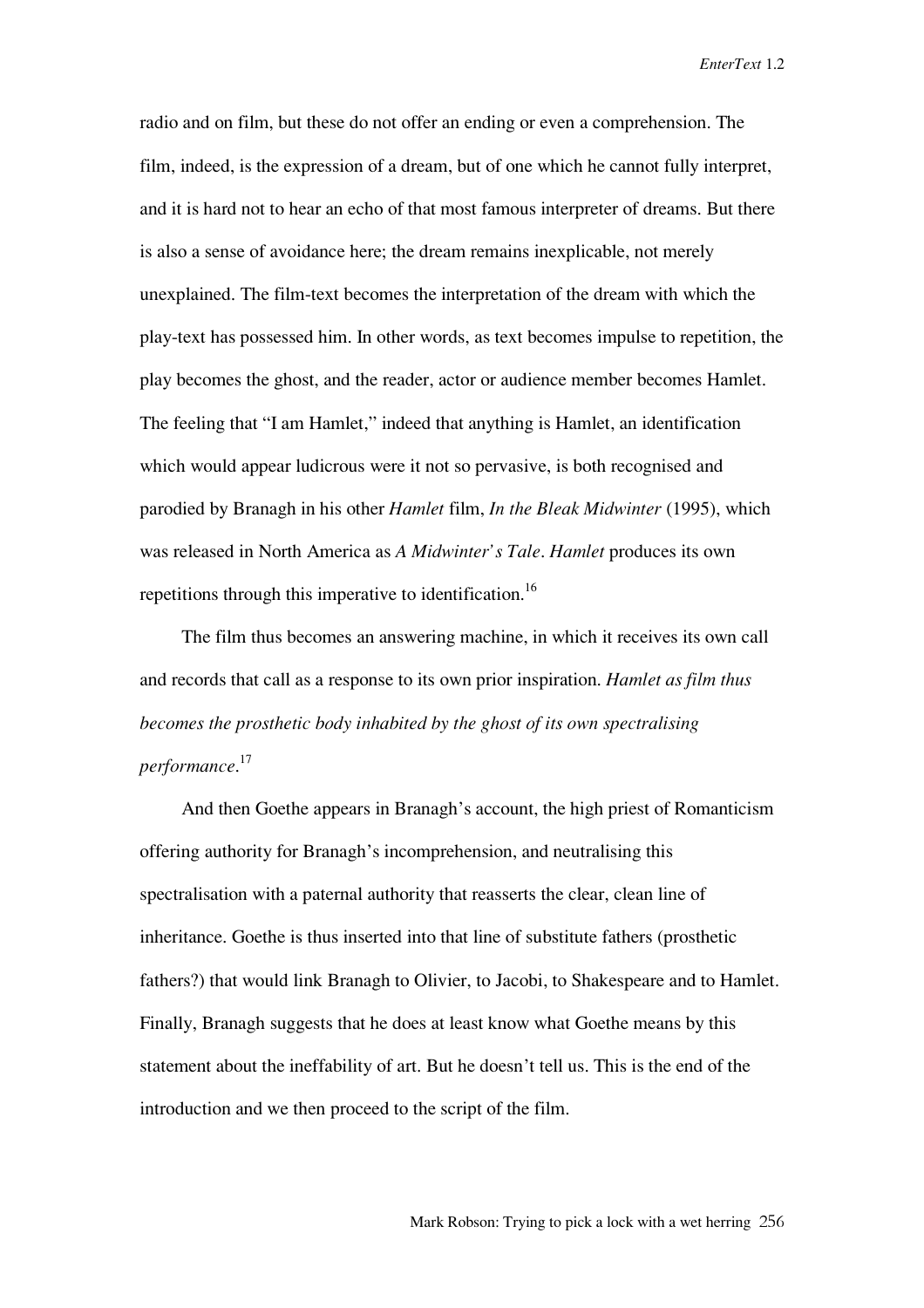radio and on film, but these do not offer an ending or even a comprehension. The film, indeed, is the expression of a dream, but of one which he cannot fully interpret, and it is hard not to hear an echo of that most famous interpreter of dreams. But there is also a sense of avoidance here; the dream remains inexplicable, not merely unexplained. The film-text becomes the interpretation of the dream with which the play-text has possessed him. In other words, as text becomes impulse to repetition, the play becomes the ghost, and the reader, actor or audience member becomes Hamlet. The feeling that "I am Hamlet," indeed that anything is Hamlet, an identification which would appear ludicrous were it not so pervasive, is both recognised and parodied by Branagh in his other *Hamlet* film, *In the Bleak Midwinter* (1995), which was released in North America as *A Midwinter's Tale*. *Hamlet* produces its own repetitions through this imperative to identification.[16]

The film thus becomes an answering machine, in which it receives its own call and records that call as a response to its own prior inspiration. *Hamlet as film thus becomes the prosthetic body inhabited by the ghost of its own spectralising performance*.[17]

And then Goethe appears in Branagh's account, the high priest of Romanticism offering authority for Branagh's incomprehension, and neutralising this spectralisation with a paternal authority that reasserts the clear, clean line of inheritance. Goethe is thus inserted into that line of substitute fathers (prosthetic fathers?) that would link Branagh to Olivier, to Jacobi, to Shakespeare and to Hamlet. Finally, Branagh suggests that he does at least know what Goethe means by this statement about the ineffability of art. But he doesn't tell us. This is the end of the introduction and we then proceed to the script of the film.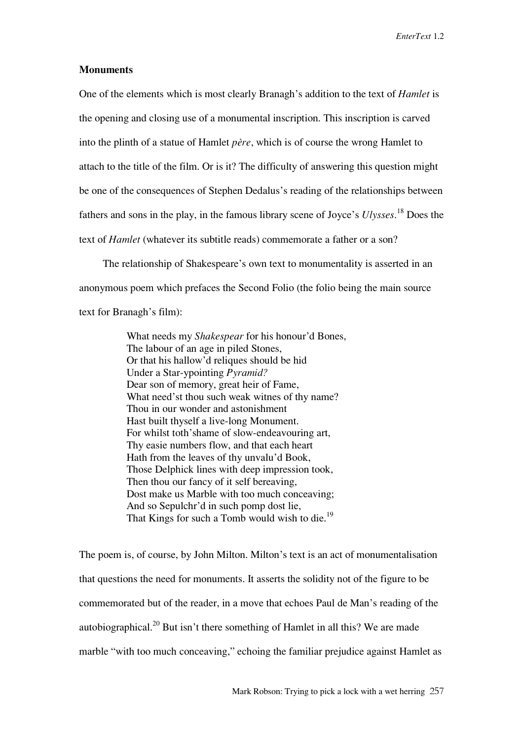**Monuments**

One of the elements which is most clearly Branagh's addition to the text of *Hamlet* is the opening and closing use of a monumental inscription. This inscription is carved into the plinth of a statue of Hamlet *père*, which is of course the wrong Hamlet to attach to the title of the film. Or is it? The difficulty of answering this question might be one of the consequences of Stephen Dedalus's reading of the relationships between fathers and sons in the play, in the famous library scene of Joyce's *Ulysses*.[18] Does the text of *Hamlet* (whatever its subtitle reads) commemorate a father or a son?

The relationship of Shakespeare's own text to monumentality is asserted in an anonymous poem which prefaces the Second Folio (the folio being the main source text for Branagh's film):

> What needs my *Shakespear* for his honour'd Bones,
> The labour of an age in piled Stones,
> Or that his hallow'd reliques should be hid
> Under a Star-ypointing *Pyramid?*
> Dear son of memory, great heir of Fame,
> What need'st thou such weak witnes of thy name?
> Thou in our wonder and astonishment
> Hast built thyself a live-long Monument.
> For whilst toth'shame of slow-endeavouring art,
> Thy easie numbers flow, and that each heart
> Hath from the leaves of thy unvalu'd Book,
> Those Delphick lines with deep impression took,
> Then thou our fancy of it self bereaving,
> Dost make us Marble with too much conceaving;
> And so Sepulchr'd in such pomp dost lie,
> That Kings for such a Tomb would wish to die.[19]

The poem is, of course, by John Milton. Milton's text is an act of monumentalisation that questions the need for monuments. It asserts the solidity not of the figure to be commemorated but of the reader, in a move that echoes Paul de Man's reading of the autobiographical.[20] But isn't there something of Hamlet in all this? We are made marble "with too much conceaving," echoing the familiar prejudice against Hamlet as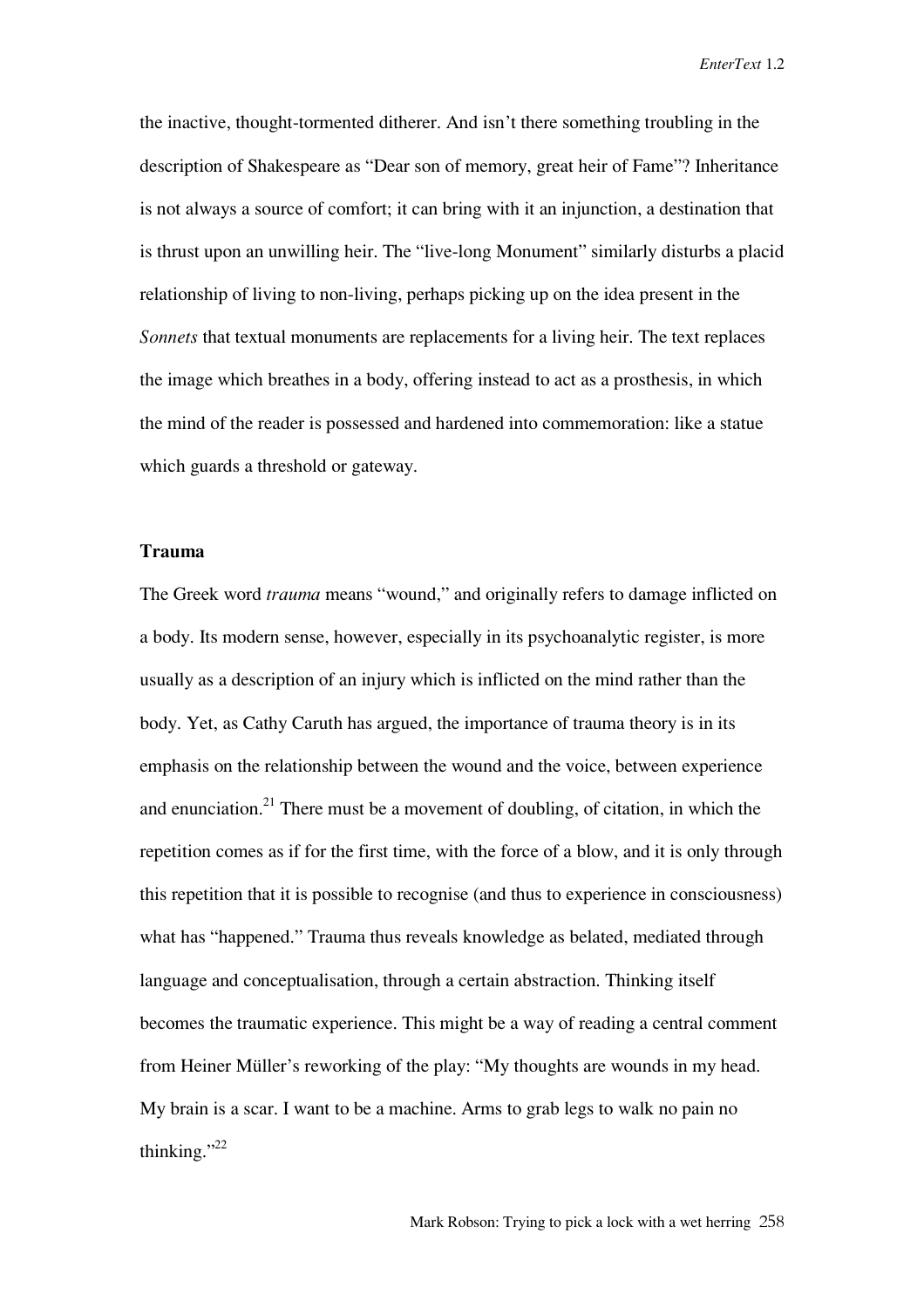the inactive, thought-tormented ditherer. And isn't there something troubling in the description of Shakespeare as "Dear son of memory, great heir of Fame"? Inheritance is not always a source of comfort; it can bring with it an injunction, a destination that is thrust upon an unwilling heir. The "live-long Monument" similarly disturbs a placid relationship of living to non-living, perhaps picking up on the idea present in the *Sonnets* that textual monuments are replacements for a living heir. The text replaces the image which breathes in a body, offering instead to act as a prosthesis, in which the mind of the reader is possessed and hardened into commemoration: like a statue which guards a threshold or gateway.

**Trauma**

The Greek word *trauma* means "wound," and originally refers to damage inflicted on a body. Its modern sense, however, especially in its psychoanalytic register, is more usually as a description of an injury which is inflicted on the mind rather than the body. Yet, as Cathy Caruth has argued, the importance of trauma theory is in its emphasis on the relationship between the wound and the voice, between experience and enunciation.[21] There must be a movement of doubling, of citation, in which the repetition comes as if for the first time, with the force of a blow, and it is only through this repetition that it is possible to recognise (and thus to experience in consciousness) what has "happened." Trauma thus reveals knowledge as belated, mediated through language and conceptualisation, through a certain abstraction. Thinking itself becomes the traumatic experience. This might be a way of reading a central comment from Heiner Müller's reworking of the play: "My thoughts are wounds in my head. My brain is a scar. I want to be a machine. Arms to grab legs to walk no pain no thinking."[22]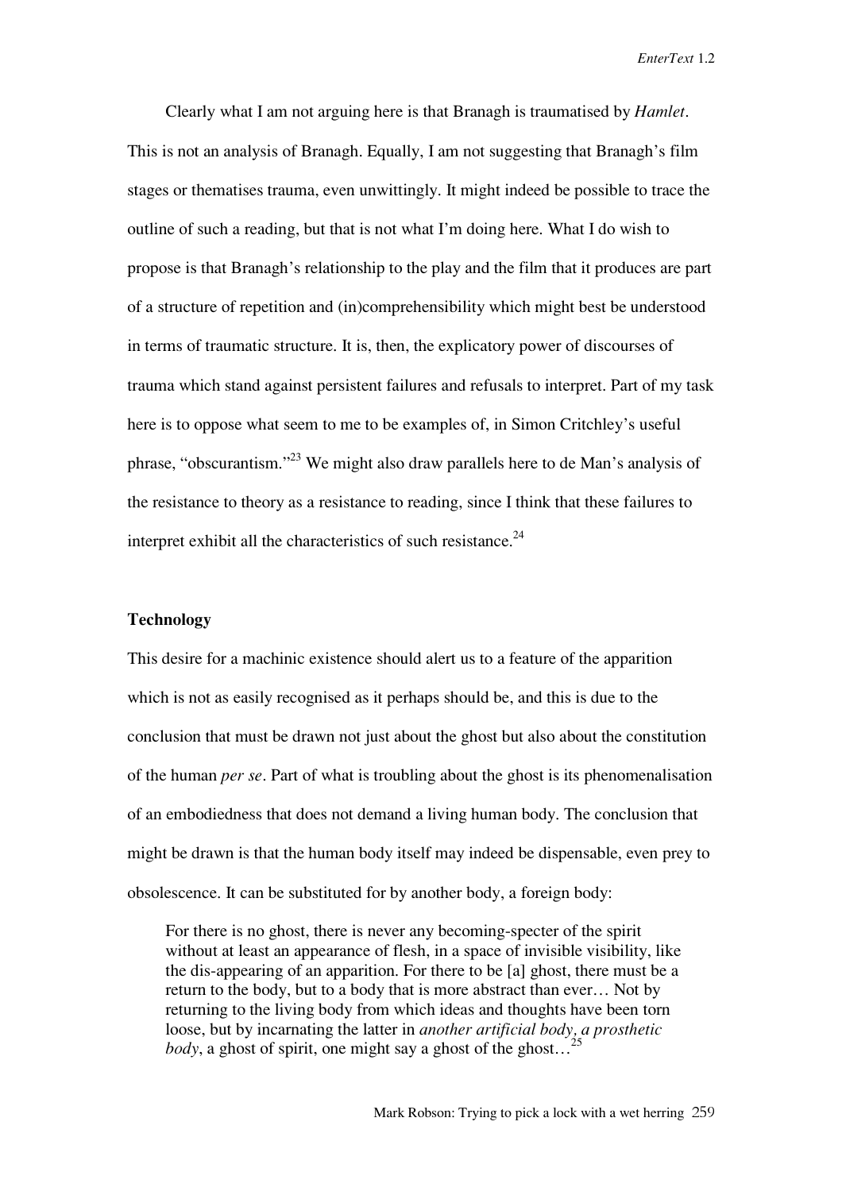Clearly what I am not arguing here is that Branagh is traumatised by *Hamlet*. This is not an analysis of Branagh. Equally, I am not suggesting that Branagh's film stages or thematises trauma, even unwittingly. It might indeed be possible to trace the outline of such a reading, but that is not what I'm doing here. What I do wish to propose is that Branagh's relationship to the play and the film that it produces are part of a structure of repetition and (in)comprehensibility which might best be understood in terms of traumatic structure. It is, then, the explicatory power of discourses of trauma which stand against persistent failures and refusals to interpret. Part of my task here is to oppose what seem to me to be examples of, in Simon Critchley's useful phrase, "obscurantism."[23] We might also draw parallels here to de Man's analysis of the resistance to theory as a resistance to reading, since I think that these failures to interpret exhibit all the characteristics of such resistance.[24]

**Technology**

This desire for a machinic existence should alert us to a feature of the apparition which is not as easily recognised as it perhaps should be, and this is due to the conclusion that must be drawn not just about the ghost but also about the constitution of the human *per se*. Part of what is troubling about the ghost is its phenomenalisation of an embodiedness that does not demand a living human body. The conclusion that might be drawn is that the human body itself may indeed be dispensable, even prey to obsolescence. It can be substituted for by another body, a foreign body:

> For there is no ghost, there is never any becoming-specter of the spirit without at least an appearance of flesh, in a space of invisible visibility, like the dis-appearing of an apparition. For there to be [a] ghost, there must be a return to the body, but to a body that is more abstract than ever… Not by returning to the living body from which ideas and thoughts have been torn loose, but by incarnating the latter in *another artificial body, a prosthetic body*, a ghost of spirit, one might say a ghost of the ghost…[25]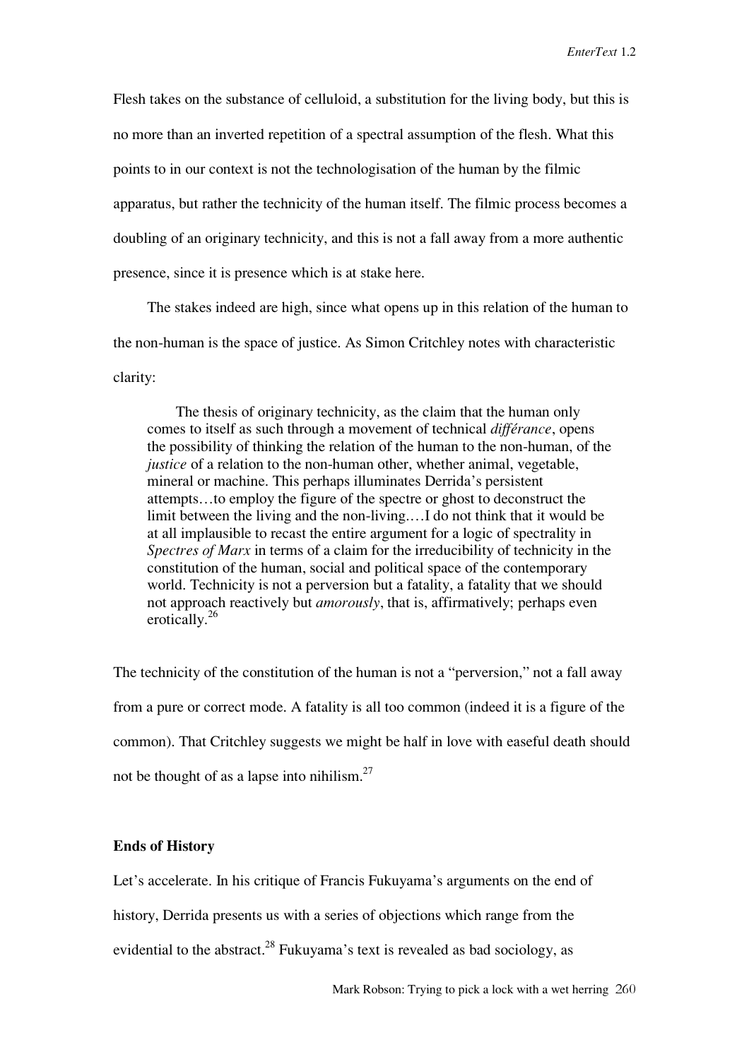Flesh takes on the substance of celluloid, a substitution for the living body, but this is no more than an inverted repetition of a spectral assumption of the flesh. What this points to in our context is not the technologisation of the human by the filmic apparatus, but rather the technicity of the human itself. The filmic process becomes a doubling of an originary technicity, and this is not a fall away from a more authentic presence, since it is presence which is at stake here.

The stakes indeed are high, since what opens up in this relation of the human to the non-human is the space of justice. As Simon Critchley notes with characteristic clarity:

> The thesis of originary technicity, as the claim that the human only comes to itself as such through a movement of technical *différance*, opens the possibility of thinking the relation of the human to the non-human, of the *justice* of a relation to the non-human other, whether animal, vegetable, mineral or machine. This perhaps illuminates Derrida's persistent attempts…to employ the figure of the spectre or ghost to deconstruct the limit between the living and the non-living.…I do not think that it would be at all implausible to recast the entire argument for a logic of spectrality in *Spectres of Marx* in terms of a claim for the irreducibility of technicity in the constitution of the human, social and political space of the contemporary world. Technicity is not a perversion but a fatality, a fatality that we should not approach reactively but *amorously*, that is, affirmatively; perhaps even erotically.[26]

The technicity of the constitution of the human is not a "perversion," not a fall away from a pure or correct mode. A fatality is all too common (indeed it is a figure of the common). That Critchley suggests we might be half in love with easeful death should not be thought of as a lapse into nihilism.[27]

## Ends of History

Let's accelerate. In his critique of Francis Fukuyama's arguments on the end of history, Derrida presents us with a series of objections which range from the evidential to the abstract.[28] Fukuyama's text is revealed as bad sociology, as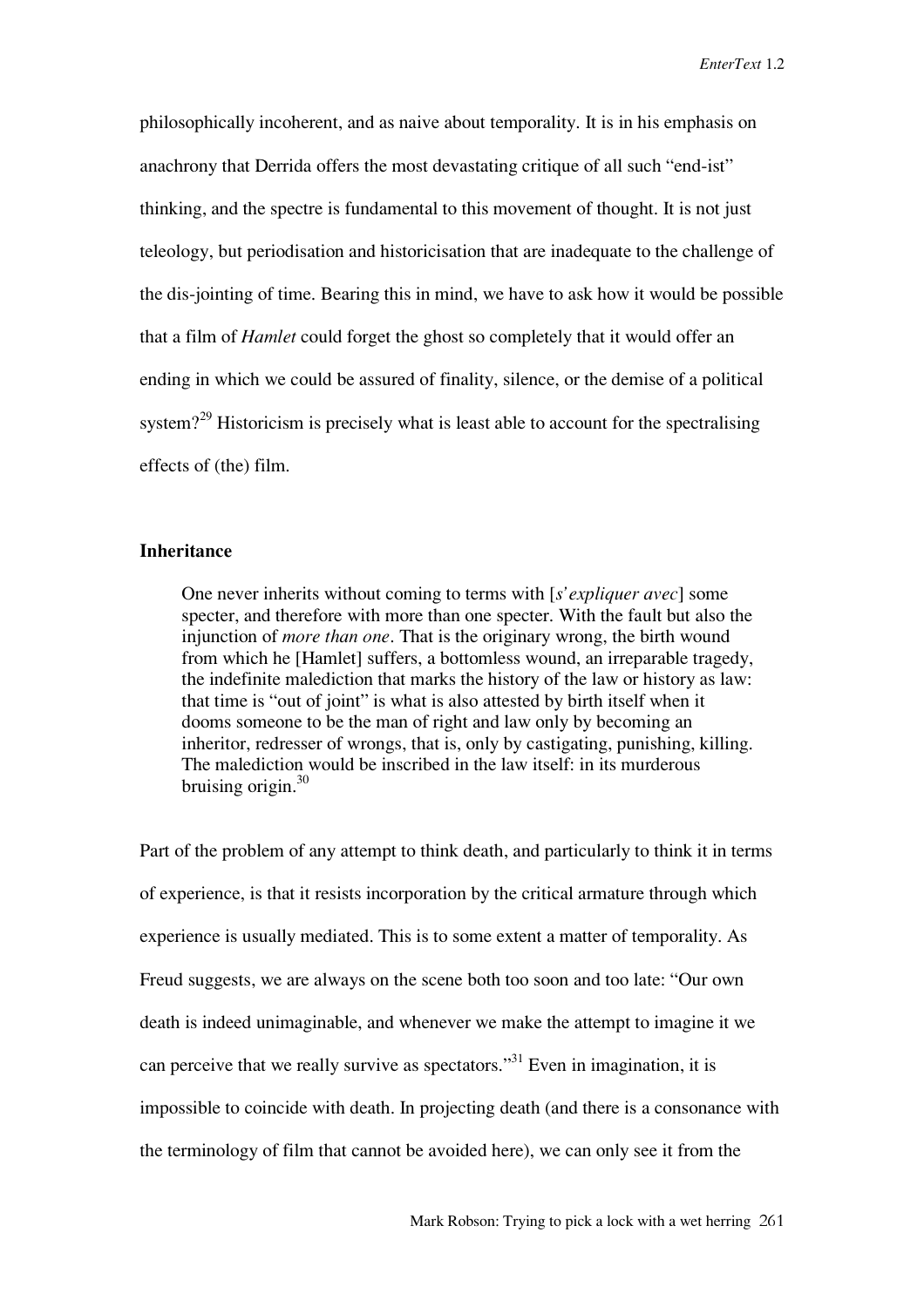philosophically incoherent, and as naive about temporality. It is in his emphasis on anachrony that Derrida offers the most devastating critique of all such "end-ist" thinking, and the spectre is fundamental to this movement of thought. It is not just teleology, but periodisation and historicisation that are inadequate to the challenge of the dis-jointing of time. Bearing this in mind, we have to ask how it would be possible that a film of *Hamlet* could forget the ghost so completely that it would offer an ending in which we could be assured of finality, silence, or the demise of a political system?[29] Historicism is precisely what is least able to account for the spectralising effects of (the) film.

### Inheritance

> One never inherits without coming to terms with [*s'expliquer avec*] some specter, and therefore with more than one specter. With the fault but also the injunction of *more than one*. That is the originary wrong, the birth wound from which he [Hamlet] suffers, a bottomless wound, an irreparable tragedy, the indefinite malediction that marks the history of the law or history as law: that time is "out of joint" is what is also attested by birth itself when it dooms someone to be the man of right and law only by becoming an inheritor, redresser of wrongs, that is, only by castigating, punishing, killing. The malediction would be inscribed in the law itself: in its murderous bruising origin.[30]

Part of the problem of any attempt to think death, and particularly to think it in terms of experience, is that it resists incorporation by the critical armature through which experience is usually mediated. This is to some extent a matter of temporality. As Freud suggests, we are always on the scene both too soon and too late: "Our own death is indeed unimaginable, and whenever we make the attempt to imagine it we can perceive that we really survive as spectators."[31] Even in imagination, it is impossible to coincide with death. In projecting death (and there is a consonance with the terminology of film that cannot be avoided here), we can only see it from the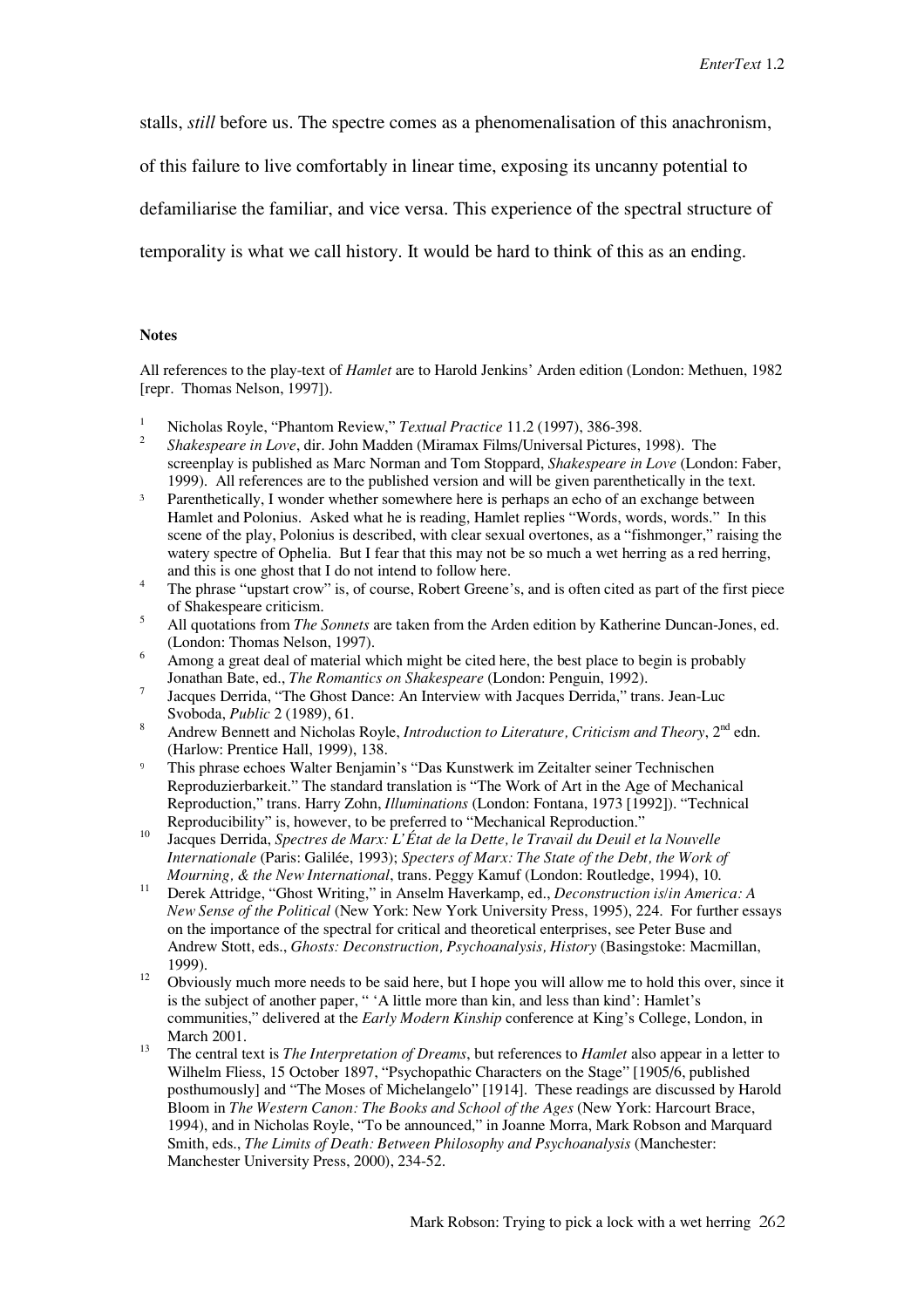stalls, *still* before us. The spectre comes as a phenomenalisation of this anachronism, of this failure to live comfortably in linear time, exposing its uncanny potential to defamiliarise the familiar, and vice versa. This experience of the spectral structure of temporality is what we call history. It would be hard to think of this as an ending.

### Notes

All references to the play-text of *Hamlet* are to Harold Jenkins' Arden edition (London: Methuen, 1982 [repr. Thomas Nelson, 1997]).

1. Nicholas Royle, "Phantom Review," *Textual Practice* 11.2 (1997), 386-398.
2. *Shakespeare in Love*, dir. John Madden (Miramax Films/Universal Pictures, 1998). The screenplay is published as Marc Norman and Tom Stoppard, *Shakespeare in Love* (London: Faber, 1999). All references are to the published version and will be given parenthetically in the text.
3. Parenthetically, I wonder whether somewhere here is perhaps an echo of an exchange between Hamlet and Polonius. Asked what he is reading, Hamlet replies "Words, words, words." In this scene of the play, Polonius is described, with clear sexual overtones, as a "fishmonger," raising the watery spectre of Ophelia. But I fear that this may not be so much a wet herring as a red herring, and this is one ghost that I do not intend to follow here.
4. The phrase "upstart crow" is, of course, Robert Greene's, and is often cited as part of the first piece of Shakespeare criticism.
5. All quotations from *The Sonnets* are taken from the Arden edition by Katherine Duncan-Jones, ed. (London: Thomas Nelson, 1997).
6. Among a great deal of material which might be cited here, the best place to begin is probably Jonathan Bate, ed., *The Romantics on Shakespeare* (London: Penguin, 1992).
7. Jacques Derrida, "The Ghost Dance: An Interview with Jacques Derrida," trans. Jean-Luc Svoboda, *Public* 2 (1989), 61.
8. Andrew Bennett and Nicholas Royle, *Introduction to Literature, Criticism and Theory*, 2nd edn. (Harlow: Prentice Hall, 1999), 138.
9. This phrase echoes Walter Benjamin's "Das Kunstwerk im Zeitalter seiner Technischen Reproduzierbarkeit." The standard translation is "The Work of Art in the Age of Mechanical Reproduction," trans. Harry Zohn, *Illuminations* (London: Fontana, 1973 [1992]). "Technical Reproducibility" is, however, to be preferred to "Mechanical Reproduction."
10. Jacques Derrida, *Spectres de Marx: L'État de la Dette, le Travail du Deuil et la Nouvelle Internationale* (Paris: Galilée, 1993); *Specters of Marx: The State of the Debt, the Work of Mourning, & the New International*, trans. Peggy Kamuf (London: Routledge, 1994), 10.
11. Derek Attridge, "Ghost Writing," in Anselm Haverkamp, ed., *Deconstruction is/in America: A New Sense of the Political* (New York: New York University Press, 1995), 224. For further essays on the importance of the spectral for critical and theoretical enterprises, see Peter Buse and Andrew Stott, eds., *Ghosts: Deconstruction, Psychoanalysis, History* (Basingstoke: Macmillan, 1999).
12. Obviously much more needs to be said here, but I hope you will allow me to hold this over, since it is the subject of another paper, " 'A little more than kin, and less than kind': Hamlet's communities," delivered at the *Early Modern Kinship* conference at King's College, London, in March 2001.
13. The central text is *The Interpretation of Dreams*, but references to *Hamlet* also appear in a letter to Wilhelm Fliess, 15 October 1897, "Psychopathic Characters on the Stage" [1905/6, published posthumously] and "The Moses of Michelangelo" [1914]. These readings are discussed by Harold Bloom in *The Western Canon: The Books and School of the Ages* (New York: Harcourt Brace, 1994), and in Nicholas Royle, "To be announced," in Joanne Morra, Mark Robson and Marquard Smith, eds., *The Limits of Death: Between Philosophy and Psychoanalysis* (Manchester: Manchester University Press, 2000), 234-52.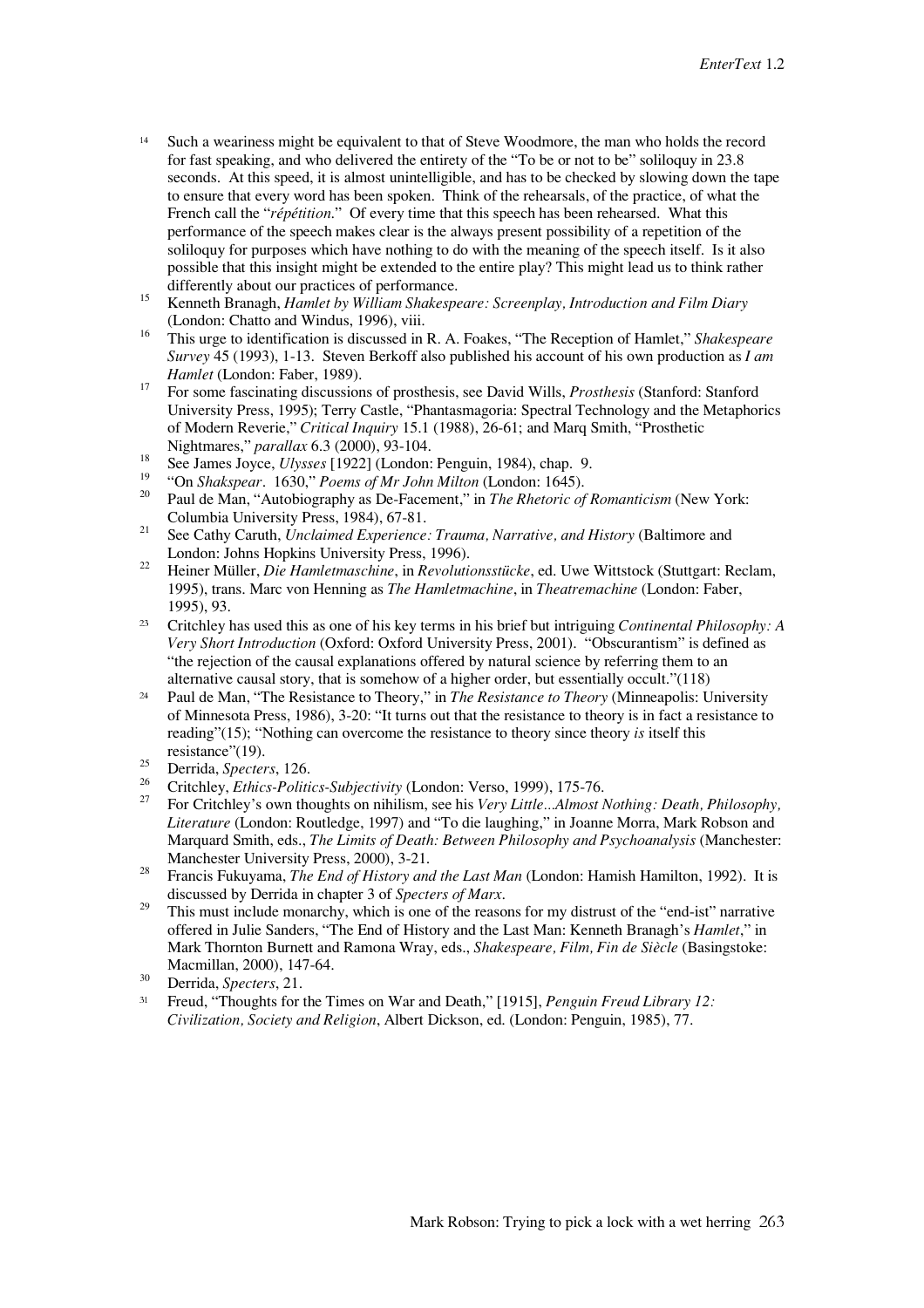[14] Such a weariness might be equivalent to that of Steve Woodmore, the man who holds the record for fast speaking, and who delivered the entirety of the "To be or not to be" soliloquy in 23.8 seconds. At this speed, it is almost unintelligible, and has to be checked by slowing down the tape to ensure that every word has been spoken. Think of the rehearsals, of the practice, of what the French call the "*répétition*." Of every time that this speech has been rehearsed. What this performance of the speech makes clear is the always present possibility of a repetition of the soliloquy for purposes which have nothing to do with the meaning of the speech itself. Is it also possible that this insight might be extended to the entire play? This might lead us to think rather differently about our practices of performance.

[15] Kenneth Branagh, *Hamlet by William Shakespeare: Screenplay, Introduction and Film Diary* (London: Chatto and Windus, 1996), viii.

[16] This urge to identification is discussed in R. A. Foakes, "The Reception of Hamlet," *Shakespeare Survey* 45 (1993), 1-13. Steven Berkoff also published his account of his own production as *I am Hamlet* (London: Faber, 1989).

[17] For some fascinating discussions of prosthesis, see David Wills, *Prosthesis* (Stanford: Stanford University Press, 1995); Terry Castle, "Phantasmagoria: Spectral Technology and the Metaphorics of Modern Reverie," *Critical Inquiry* 15.1 (1988), 26-61; and Marq Smith, "Prosthetic Nightmares," *parallax* 6.3 (2000), 93-104.

[18] See James Joyce, *Ulysses* [1922] (London: Penguin, 1984), chap. 9.

[19] "On *Shakspear*. 1630," *Poems of Mr John Milton* (London: 1645).

[20] Paul de Man, "Autobiography as De-Facement," in *The Rhetoric of Romanticism* (New York: Columbia University Press, 1984), 67-81.

[21] See Cathy Caruth, *Unclaimed Experience: Trauma, Narrative, and History* (Baltimore and London: Johns Hopkins University Press, 1996).

[22] Heiner Müller, *Die Hamletmaschine*, in *Revolutionsstücke*, ed. Uwe Wittstock (Stuttgart: Reclam, 1995), trans. Marc von Henning as *The Hamletmachine*, in *Theatremachine* (London: Faber, 1995), 93.

[23] Critchley has used this as one of his key terms in his brief but intriguing *Continental Philosophy: A Very Short Introduction* (Oxford: Oxford University Press, 2001). "Obscurantism" is defined as "the rejection of the causal explanations offered by natural science by referring them to an alternative causal story, that is somehow of a higher order, but essentially occult."(118)

[24] Paul de Man, "The Resistance to Theory," in *The Resistance to Theory* (Minneapolis: University of Minnesota Press, 1986), 3-20: "It turns out that the resistance to theory is in fact a resistance to reading"(15); "Nothing can overcome the resistance to theory since theory *is* itself this resistance"(19).

[25] Derrida, *Specters*, 126.

[26] Critchley, *Ethics-Politics-Subjectivity* (London: Verso, 1999), 175-76.

[27] For Critchley's own thoughts on nihilism, see his *Very Little...Almost Nothing: Death, Philosophy, Literature* (London: Routledge, 1997) and "To die laughing," in Joanne Morra, Mark Robson and Marquard Smith, eds., *The Limits of Death: Between Philosophy and Psychoanalysis* (Manchester: Manchester University Press, 2000), 3-21.

[28] Francis Fukuyama, *The End of History and the Last Man* (London: Hamish Hamilton, 1992). It is discussed by Derrida in chapter 3 of *Specters of Marx*.

[29] This must include monarchy, which is one of the reasons for my distrust of the "end-ist" narrative offered in Julie Sanders, "The End of History and the Last Man: Kenneth Branagh's *Hamlet*," in Mark Thornton Burnett and Ramona Wray, eds., *Shakespeare, Film, Fin de Siècle* (Basingstoke: Macmillan, 2000), 147-64.

[30] Derrida, *Specters*, 21.

[31] Freud, "Thoughts for the Times on War and Death," [1915], *Penguin Freud Library 12: Civilization, Society and Religion*, Albert Dickson, ed. (London: Penguin, 1985), 77.